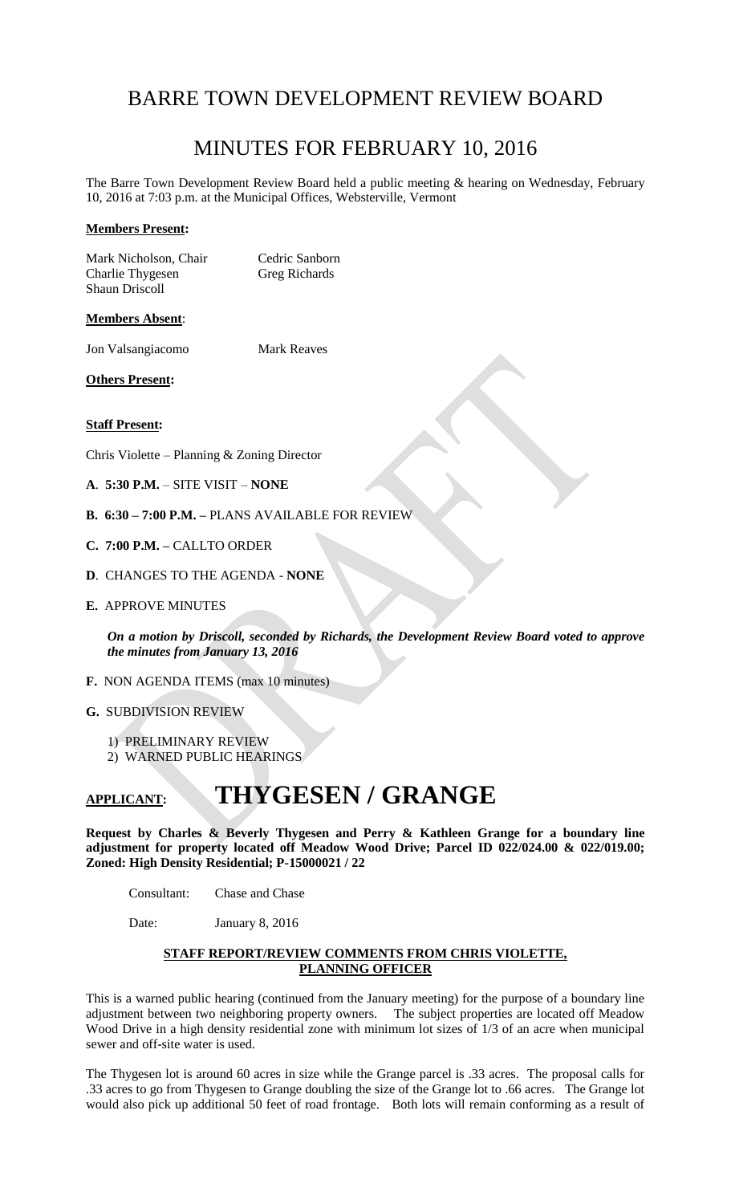# BARRE TOWN DEVELOPMENT REVIEW BOARD

# MINUTES FOR FEBRUARY 10, 2016

The Barre Town Development Review Board held a public meeting & hearing on Wednesday, February 10, 2016 at 7:03 p.m. at the Municipal Offices, Websterville, Vermont

**Members Present:**

| | |
|---|---|
| Mark Nicholson, Chair | Cedric Sanborn |
| Charlie Thygesen | Greg Richards |
| Shaun Driscoll | |

**Members Absent**:

| | |
|---|---|
| Jon Valsangiacomo | Mark Reaves |

**Others Present:**

**Staff Present:**

Chris Violette – Planning & Zoning Director

**A**. **5:30 P.M.** – SITE VISIT – **NONE**

**B. 6:30 – 7:00 P.M. –** PLANS AVAILABLE FOR REVIEW

**C. 7:00 P.M. –** CALLTO ORDER

**D**. CHANGES TO THE AGENDA - **NONE**

**E.** APPROVE MINUTES

***On a motion by Driscoll, seconded by Richards, the Development Review Board voted to approve the minutes from January 13, 2016***

**F.** NON AGENDA ITEMS (max 10 minutes)

**G.** SUBDIVISION REVIEW

1) PRELIMINARY REVIEW
2) WARNED PUBLIC HEARINGS

# APPLICANT: THYGESEN / GRANGE

**Request by Charles & Beverly Thygesen and Perry & Kathleen Grange for a boundary line adjustment for property located off Meadow Wood Drive; Parcel ID 022/024.00 & 022/019.00; Zoned: High Density Residential; P-15000021 / 22**

Consultant: Chase and Chase

Date: January 8, 2016

**STAFF REPORT/REVIEW COMMENTS FROM CHRIS VIOLETTE, PLANNING OFFICER**

This is a warned public hearing (continued from the January meeting) for the purpose of a boundary line adjustment between two neighboring property owners. The subject properties are located off Meadow Wood Drive in a high density residential zone with minimum lot sizes of 1/3 of an acre when municipal sewer and off-site water is used.

The Thygesen lot is around 60 acres in size while the Grange parcel is .33 acres. The proposal calls for .33 acres to go from Thygesen to Grange doubling the size of the Grange lot to .66 acres. The Grange lot would also pick up additional 50 feet of road frontage. Both lots will remain conforming as a result of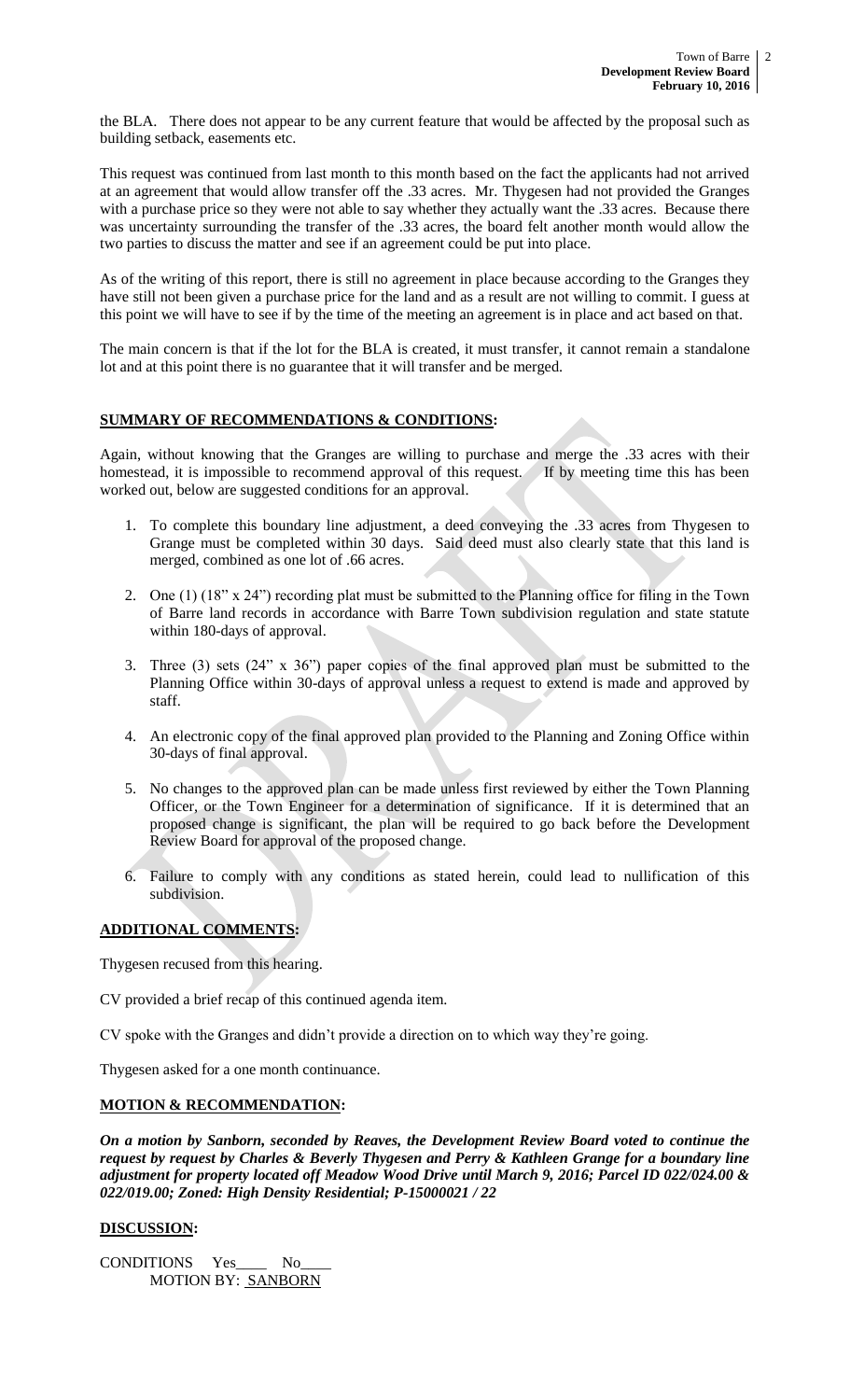the BLA. There does not appear to be any current feature that would be affected by the proposal such as building setback, easements etc.

This request was continued from last month to this month based on the fact the applicants had not arrived at an agreement that would allow transfer off the .33 acres. Mr. Thygesen had not provided the Granges with a purchase price so they were not able to say whether they actually want the .33 acres. Because there was uncertainty surrounding the transfer of the .33 acres, the board felt another month would allow the two parties to discuss the matter and see if an agreement could be put into place.

As of the writing of this report, there is still no agreement in place because according to the Granges they have still not been given a purchase price for the land and as a result are not willing to commit. I guess at this point we will have to see if by the time of the meeting an agreement is in place and act based on that.

The main concern is that if the lot for the BLA is created, it must transfer, it cannot remain a standalone lot and at this point there is no guarantee that it will transfer and be merged.

**SUMMARY OF RECOMMENDATIONS & CONDITIONS:**

Again, without knowing that the Granges are willing to purchase and merge the .33 acres with their homestead, it is impossible to recommend approval of this request. If by meeting time this has been worked out, below are suggested conditions for an approval.

1. To complete this boundary line adjustment, a deed conveying the .33 acres from Thygesen to Grange must be completed within 30 days. Said deed must also clearly state that this land is merged, combined as one lot of .66 acres.
2. One (1) (18" x 24") recording plat must be submitted to the Planning office for filing in the Town of Barre land records in accordance with Barre Town subdivision regulation and state statute within 180-days of approval.
3. Three (3) sets (24" x 36") paper copies of the final approved plan must be submitted to the Planning Office within 30-days of approval unless a request to extend is made and approved by staff.
4. An electronic copy of the final approved plan provided to the Planning and Zoning Office within 30-days of final approval.
5. No changes to the approved plan can be made unless first reviewed by either the Town Planning Officer, or the Town Engineer for a determination of significance. If it is determined that an proposed change is significant, the plan will be required to go back before the Development Review Board for approval of the proposed change.
6. Failure to comply with any conditions as stated herein, could lead to nullification of this subdivision.

**ADDITIONAL COMMENTS:**

Thygesen recused from this hearing.

CV provided a brief recap of this continued agenda item.

CV spoke with the Granges and didn't provide a direction on to which way they're going.

Thygesen asked for a one month continuance.

**MOTION & RECOMMENDATION:**

***On a motion by Sanborn, seconded by Reaves, the Development Review Board voted to continue the request by request by Charles & Beverly Thygesen and Perry & Kathleen Grange for a boundary line adjustment for property located off Meadow Wood Drive until March 9, 2016; Parcel ID 022/024.00 & 022/019.00; Zoned: High Density Residential; P-15000021 / 22***

**DISCUSSION:**

CONDITIONS Yes\_\_\_\_ No\_\_\_\_
MOTION BY: SANBORN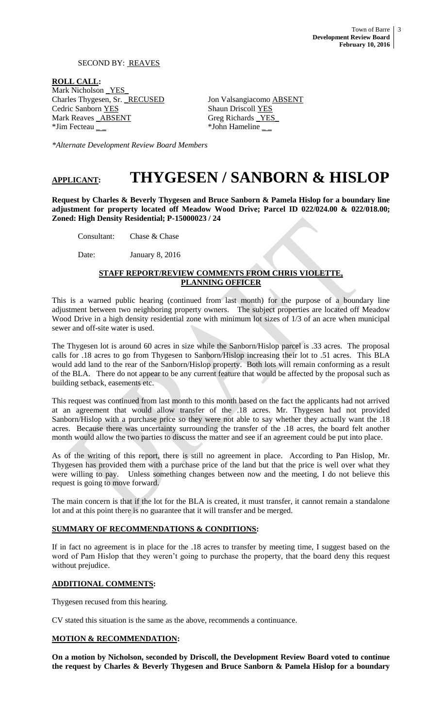SECOND BY: REAVES

**ROLL CALL:**

Mark Nicholson _YES_
Charles Thygesen, Sr. _RECUSED
Cedric Sanborn YES
Mark Reaves _ABSENT
*Jim Fecteau _ _

Jon Valsangiacomo ABSENT
Shaun Driscoll YES
Greg Richards _YES_
*John Hameline _ _

*Alternate Development Review Board Members*

# APPLICANT: THYGESEN / SANBORN & HISLOP

**Request by Charles & Beverly Thygesen and Bruce Sanborn & Pamela Hislop for a boundary line adjustment for property located off Meadow Wood Drive; Parcel ID 022/024.00 & 022/018.00; Zoned: High Density Residential; P-15000023 / 24**

Consultant: Chase & Chase

Date: January 8, 2016

**STAFF REPORT/REVIEW COMMENTS FROM CHRIS VIOLETTE, PLANNING OFFICER**

This is a warned public hearing (continued from last month) for the purpose of a boundary line adjustment between two neighboring property owners. The subject properties are located off Meadow Wood Drive in a high density residential zone with minimum lot sizes of 1/3 of an acre when municipal sewer and off-site water is used.

The Thygesen lot is around 60 acres in size while the Sanborn/Hislop parcel is .33 acres. The proposal calls for .18 acres to go from Thygesen to Sanborn/Hislop increasing their lot to .51 acres. This BLA would add land to the rear of the Sanborn/Hislop property. Both lots will remain conforming as a result of the BLA. There do not appear to be any current feature that would be affected by the proposal such as building setback, easements etc.

This request was continued from last month to this month based on the fact the applicants had not arrived at an agreement that would allow transfer of the .18 acres. Mr. Thygesen had not provided Sanborn/Hislop with a purchase price so they were not able to say whether they actually want the .18 acres. Because there was uncertainty surrounding the transfer of the .18 acres, the board felt another month would allow the two parties to discuss the matter and see if an agreement could be put into place.

As of the writing of this report, there is still no agreement in place. According to Pan Hislop, Mr. Thygesen has provided them with a purchase price of the land but that the price is well over what they were willing to pay. Unless something changes between now and the meeting, I do not believe this request is going to move forward.

The main concern is that if the lot for the BLA is created, it must transfer, it cannot remain a standalone lot and at this point there is no guarantee that it will transfer and be merged.

**SUMMARY OF RECOMMENDATIONS & CONDITIONS:**

If in fact no agreement is in place for the .18 acres to transfer by meeting time, I suggest based on the word of Pam Hislop that they weren't going to purchase the property, that the board deny this request without prejudice.

**ADDITIONAL COMMENTS:**

Thygesen recused from this hearing.

CV stated this situation is the same as the above, recommends a continuance.

**MOTION & RECOMMENDATION:**

**On a motion by Nicholson, seconded by Driscoll, the Development Review Board voted to continue the request by Charles & Beverly Thygesen and Bruce Sanborn & Pamela Hislop for a boundary**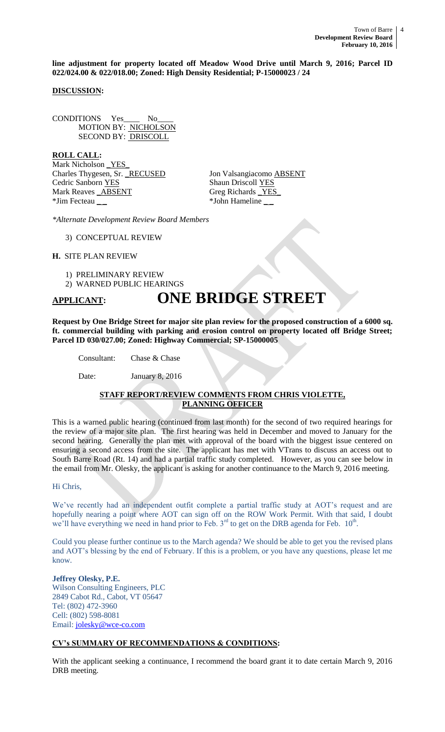**line adjustment for property located off Meadow Wood Drive until March 9, 2016; Parcel ID 022/024.00 & 022/018.00; Zoned: High Density Residential; P-15000023 / 24**

**DISCUSSION:**

CONDITIONS Yes____ No____
MOTION BY: NICHOLSON
SECOND BY: DRISCOLL

**ROLL CALL:**

Mark Nicholson _YES_
Charles Thygesen, Sr. _RECUSED
Cedric Sanborn YES
Mark Reaves _ABSENT
*Jim Fecteau _ _
Jon Valsangiacomo ABSENT
Shaun Driscoll YES
Greg Richards _YES_
*John Hameline _ _

*\*Alternate Development Review Board Members*

3) CONCEPTUAL REVIEW

**H.** SITE PLAN REVIEW

1) PRELIMINARY REVIEW
2) WARNED PUBLIC HEARINGS

**APPLICANT: ONE BRIDGE STREET**

**Request by One Bridge Street for major site plan review for the proposed construction of a 6000 sq. ft. commercial building with parking and erosion control on property located off Bridge Street; Parcel ID 030/027.00; Zoned: Highway Commercial; SP-15000005**

Consultant: Chase & Chase

Date: January 8, 2016

**STAFF REPORT/REVIEW COMMENTS FROM CHRIS VIOLETTE, PLANNING OFFICER**

This is a warned public hearing (continued from last month) for the second of two required hearings for the review of a major site plan. The first hearing was held in December and moved to January for the second hearing. Generally the plan met with approval of the board with the biggest issue centered on ensuring a second access from the site. The applicant has met with VTrans to discuss an access out to South Barre Road (Rt. 14) and had a partial traffic study completed. However, as you can see below in the email from Mr. Olesky, the applicant is asking for another continuance to the March 9, 2016 meeting.

Hi Chris,

We've recently had an independent outfit complete a partial traffic study at AOT's request and are hopefully nearing a point where AOT can sign off on the ROW Work Permit. With that said, I doubt we'll have everything we need in hand prior to Feb. 3rd to get on the DRB agenda for Feb. 10th.

Could you please further continue us to the March agenda? We should be able to get you the revised plans and AOT's blessing by the end of February. If this is a problem, or you have any questions, please let me know.

**Jeffrey Olesky, P.E.**
Wilson Consulting Engineers, PLC
2849 Cabot Rd., Cabot, VT 05647
Tel: (802) 472-3960
Cell: (802) 598-8081
Email: jolesky@wce-co.com

**CV's SUMMARY OF RECOMMENDATIONS & CONDITIONS:**

With the applicant seeking a continuance, I recommend the board grant it to date certain March 9, 2016 DRB meeting.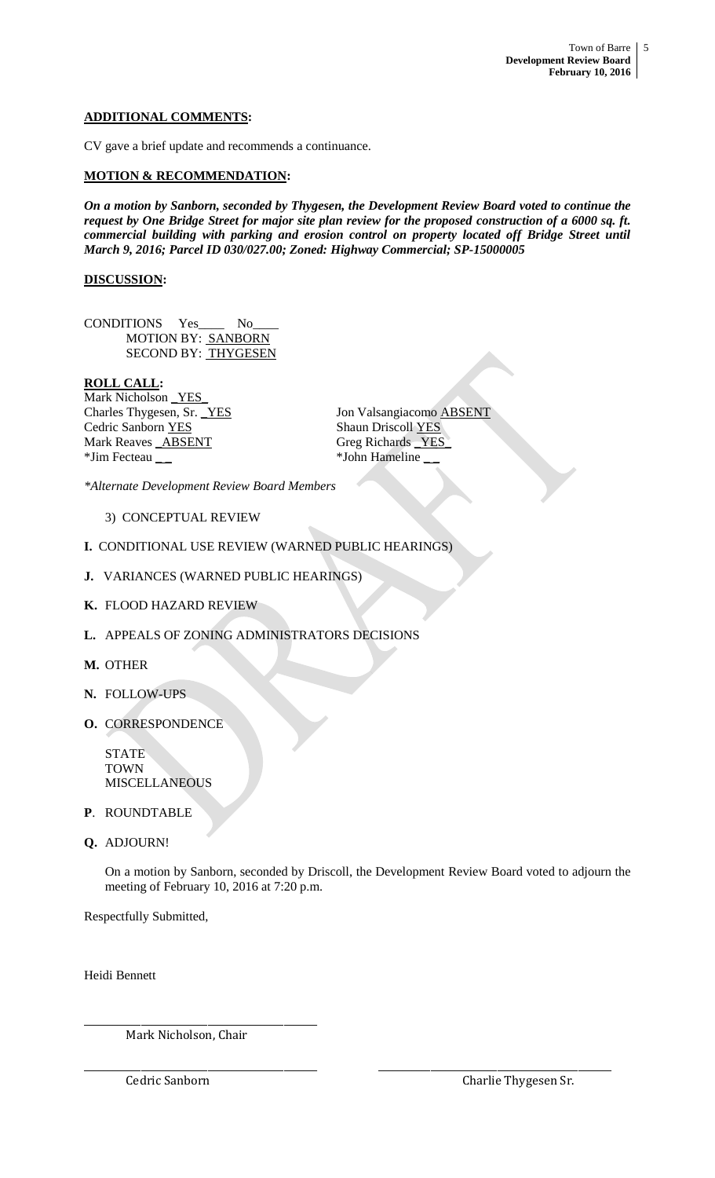**ADDITIONAL COMMENTS:**

CV gave a brief update and recommends a continuance.

**MOTION & RECOMMENDATION:**

***On a motion by Sanborn, seconded by Thygesen, the Development Review Board voted to continue the request by One Bridge Street for major site plan review for the proposed construction of a 6000 sq. ft. commercial building with parking and erosion control on property located off Bridge Street until March 9, 2016; Parcel ID 030/027.00; Zoned: Highway Commercial; SP-15000005***

**DISCUSSION:**

CONDITIONS Yes____ No____

MOTION BY: SANBORN

SECOND BY: THYGESEN

**ROLL CALL:**

| | |
|---|---|
| Mark Nicholson YES | |
| Charles Thygesen, Sr. YES | Jon Valsangiacomo ABSENT |
| Cedric Sanborn YES | Shaun Driscoll YES |
| Mark Reaves ABSENT | Greg Richards YES |
| *Jim Fecteau __ | *John Hameline __ |

*\*Alternate Development Review Board Members*

3) CONCEPTUAL REVIEW

**I.** CONDITIONAL USE REVIEW (WARNED PUBLIC HEARINGS)

**J.** VARIANCES (WARNED PUBLIC HEARINGS)

**K.** FLOOD HAZARD REVIEW

**L.** APPEALS OF ZONING ADMINISTRATORS DECISIONS

**M.** OTHER

**N.** FOLLOW-UPS

**O.** CORRESPONDENCE

STATE
TOWN
MISCELLANEOUS

**P**. ROUNDTABLE

**Q.** ADJOURN!

On a motion by Sanborn, seconded by Driscoll, the Development Review Board voted to adjourn the meeting of February 10, 2016 at 7:20 p.m.

Respectfully Submitted,

Heidi Bennett

_______________________________
Mark Nicholson, Chair

_______________________________ _______________________________
Cedric Sanborn Charlie Thygesen Sr.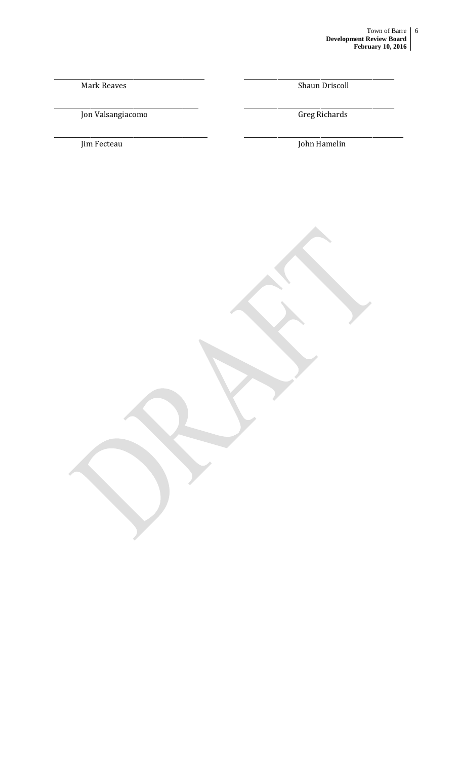| | |
|---|---|
| ______________________________ | ______________________________ |
| Mark Reaves | Shaun Driscoll |
| ______________________________ | ______________________________ |
| Jon Valsangiacomo | Greg Richards |
| ______________________________ | ______________________________ |
| Jim Fecteau | John Hamelin |

DRAFT